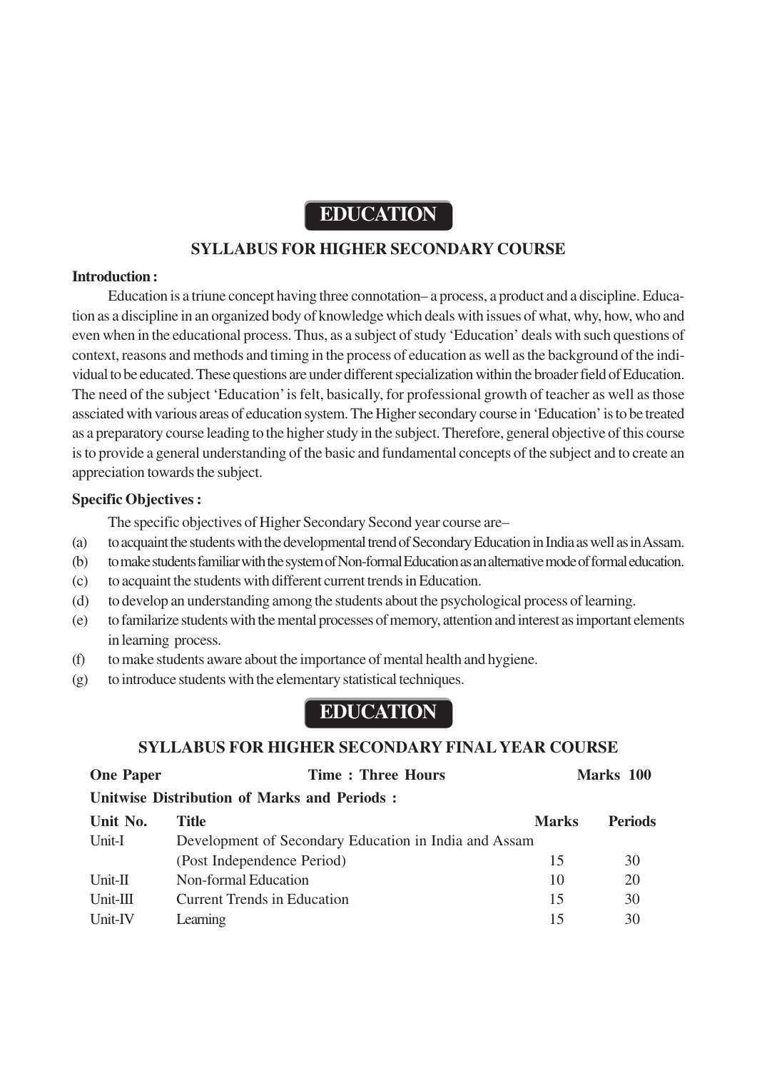# EDUCATION

## SYLLABUS FOR HIGHER SECONDARY COURSE

**Introduction :**

Education is a triune concept having three connotation– a process, a product and a discipline. Education as a discipline in an organized body of knowledge which deals with issues of what, why, how, who and even when in the educational process. Thus, as a subject of study 'Education' deals with such questions of context, reasons and methods and timing in the process of education as well as the background of the individual to be educated. These questions are under different specialization within the broader field of Education. The need of the subject 'Education' is felt, basically, for professional growth of teacher as well as those assciated with various areas of education system. The Higher secondary course in 'Education' is to be treated as a preparatory course leading to the higher study in the subject. Therefore, general objective of this course is to provide a general understanding of the basic and fundamental concepts of the subject and to create an appreciation towards the subject.

**Specific Objectives :**

The specific objectives of Higher Secondary Second year course are–

(a) to acquaint the students with the developmental trend of Secondary Education in India as well as in Assam.

(b) to make students familiar with the system of Non-formal Education as an alternative mode of formal education.

(c) to acquaint the students with different current trends in Education.

(d) to develop an understanding among the students about the psychological process of learning.

(e) to familarize students with the mental processes of memory, attention and interest as important elements in learning process.

(f) to make students aware about the importance of mental health and hygiene.

(g) to introduce students with the elementary statistical techniques.

# EDUCATION

## SYLLABUS FOR HIGHER SECONDARY FINAL YEAR COURSE

**One Paper** **Time : Three Hours** **Marks 100**

**Unitwise Distribution of Marks and Periods :**

| Unit No. | Title | Marks | Periods |
|---|---|---|---|
| Unit-I | Development of Secondary Education in India and Assam (Post Independence Period) | 15 | 30 |
| Unit-II | Non-formal Education | 10 | 20 |
| Unit-III | Current Trends in Education | 15 | 30 |
| Unit-IV | Learning | 15 | 30 |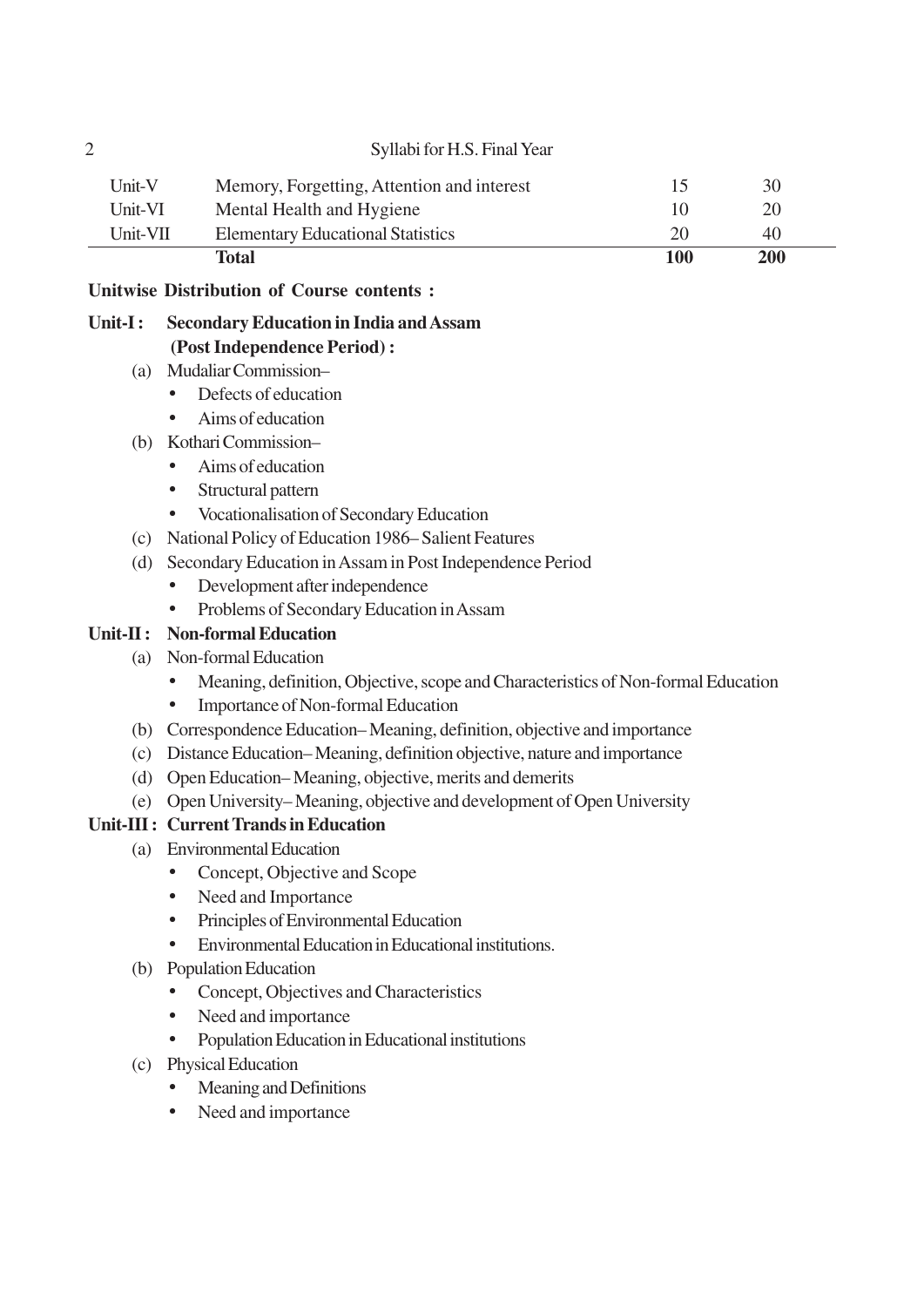| Unit-V | Memory, Forgetting, Attention and interest | 15 | 30 |
|---|---|---|---|
| Unit-VI | Mental Health and Hygiene | 10 | 20 |
| Unit-VII | Elementary Educational Statistics | 20 | 40 |
| | **Total** | **100** | **200** |

**Unitwise Distribution of Course contents :**

**Unit-I : Secondary Education in India and Assam (Post Independence Period) :**

(a) Mudaliar Commission–
- Defects of education
- Aims of education

(b) Kothari Commission–
- Aims of education
- Structural pattern
- Vocationalisation of Secondary Education

(c) National Policy of Education 1986– Salient Features

(d) Secondary Education in Assam in Post Independence Period
- Development after independence
- Problems of Secondary Education in Assam

**Unit-II : Non-formal Education**

(a) Non-formal Education
- Meaning, definition, Objective, scope and Characteristics of Non-formal Education
- Importance of Non-formal Education

(b) Correspondence Education– Meaning, definition, objective and importance

(c) Distance Education– Meaning, definition objective, nature and importance

(d) Open Education– Meaning, objective, merits and demerits

(e) Open University– Meaning, objective and development of Open University

**Unit-III : Current Trands in Education**

(a) Environmental Education
- Concept, Objective and Scope
- Need and Importance
- Principles of Environmental Education
- Environmental Education in Educational institutions.

(b) Population Education
- Concept, Objectives and Characteristics
- Need and importance
- Population Education in Educational institutions

(c) Physical Education
- Meaning and Definitions
- Need and importance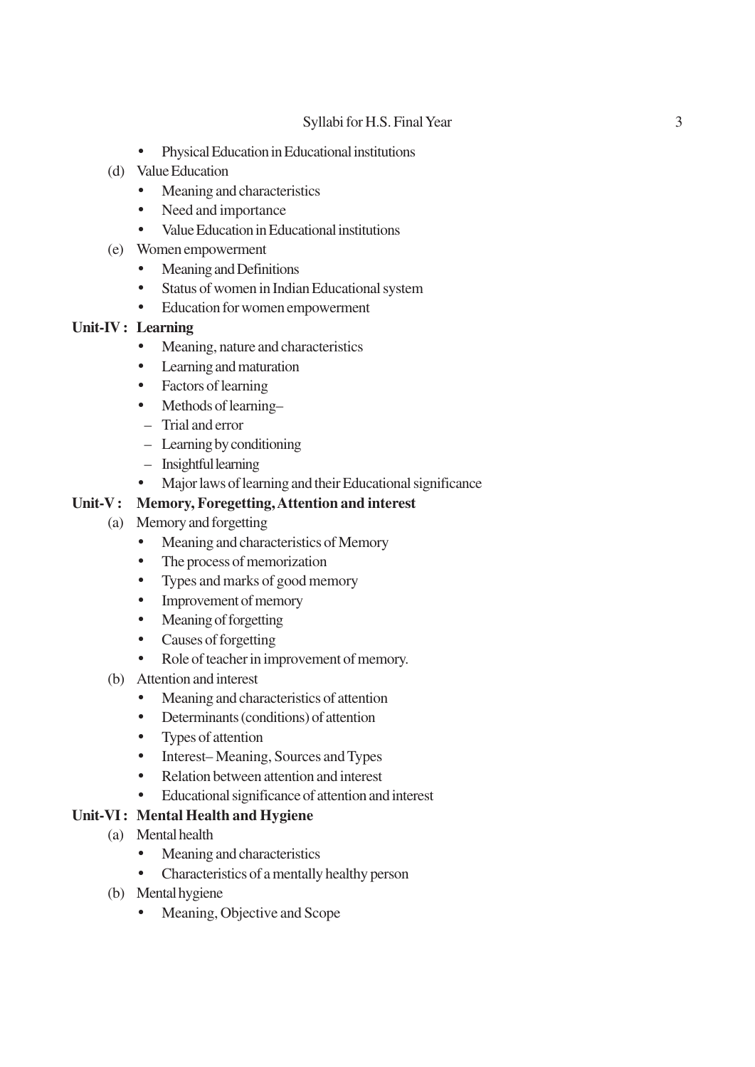- Physical Education in Educational institutions

(d) Value Education
- Meaning and characteristics
- Need and importance
- Value Education in Educational institutions

(e) Women empowerment
- Meaning and Definitions
- Status of women in Indian Educational system
- Education for women empowerment

**Unit-IV : Learning**
- Meaning, nature and characteristics
- Learning and maturation
- Factors of learning
- Methods of learning–
  - Trial and error
  - Learning by conditioning
  - Insightful learning
- Major laws of learning and their Educational significance

**Unit-V : Memory, Foregetting, Attention and interest**

(a) Memory and forgetting
- Meaning and characteristics of Memory
- The process of memorization
- Types and marks of good memory
- Improvement of memory
- Meaning of forgetting
- Causes of forgetting
- Role of teacher in improvement of memory.

(b) Attention and interest
- Meaning and characteristics of attention
- Determinants (conditions) of attention
- Types of attention
- Interest– Meaning, Sources and Types
- Relation between attention and interest
- Educational significance of attention and interest

**Unit-VI : Mental Health and Hygiene**

(a) Mental health
- Meaning and characteristics
- Characteristics of a mentally healthy person

(b) Mental hygiene
- Meaning, Objective and Scope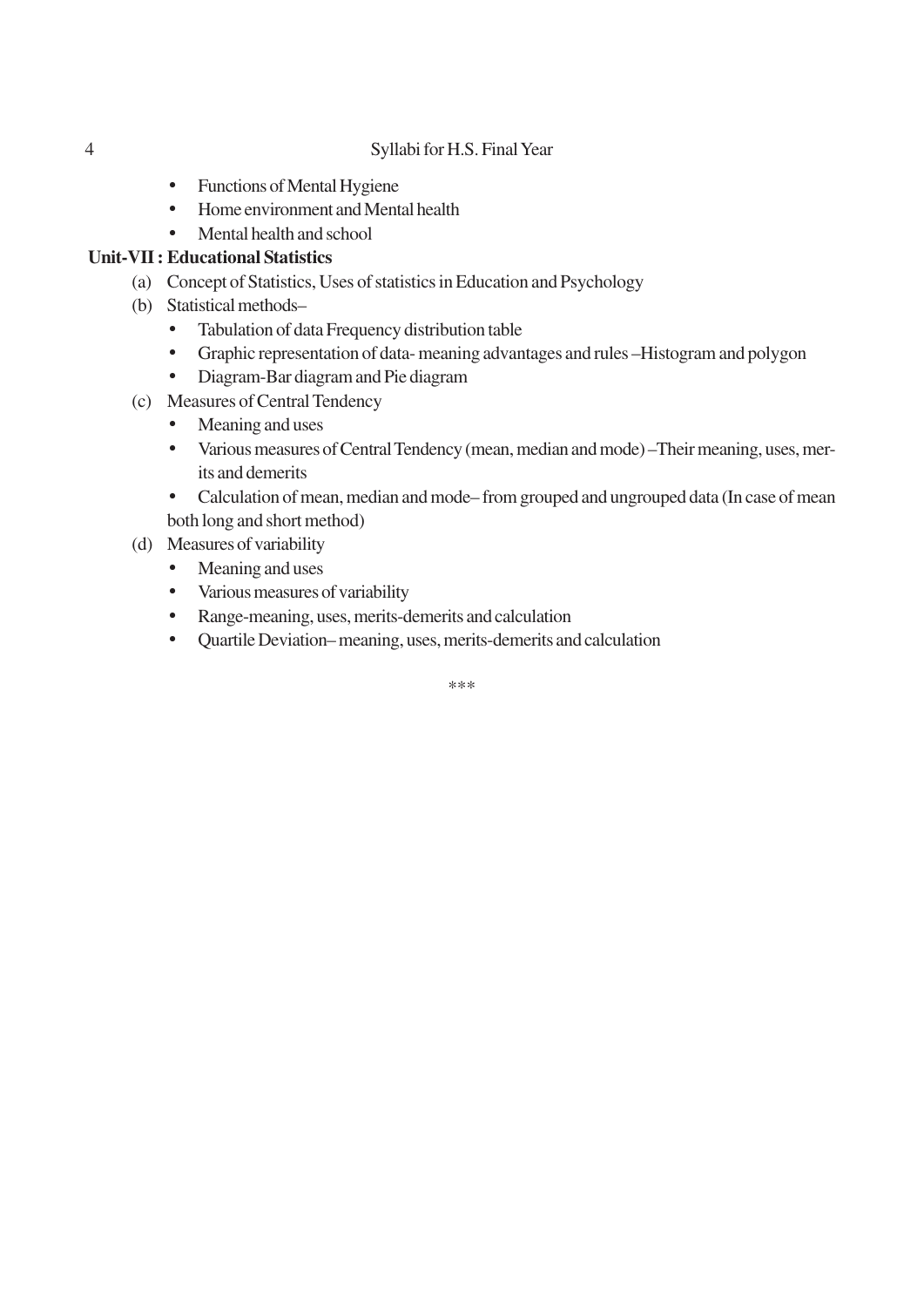- Functions of Mental Hygiene
- Home environment and Mental health
- Mental health and school

**Unit-VII : Educational Statistics**

(a) Concept of Statistics, Uses of statistics in Education and Psychology

(b) Statistical methods–
  - Tabulation of data Frequency distribution table
  - Graphic representation of data- meaning advantages and rules –Histogram and polygon
  - Diagram-Bar diagram and Pie diagram

(c) Measures of Central Tendency
  - Meaning and uses
  - Various measures of Central Tendency (mean, median and mode) –Their meaning, uses, merits and demerits
  - Calculation of mean, median and mode– from grouped and ungrouped data (In case of mean both long and short method)

(d) Measures of variability
  - Meaning and uses
  - Various measures of variability
  - Range-meaning, uses, merits-demerits and calculation
  - Quartile Deviation– meaning, uses, merits-demerits and calculation

***